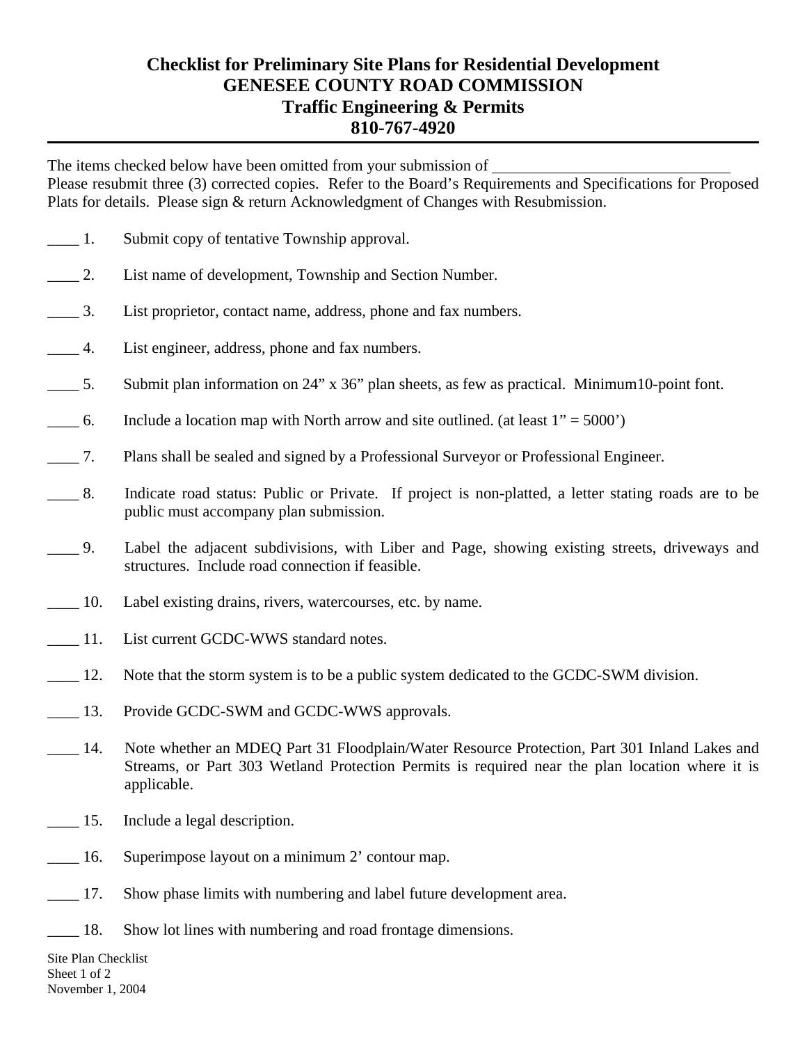# Checklist for Preliminary Site Plans for Residential Development
## GENESEE COUNTY ROAD COMMISSION
## Traffic Engineering & Permits
## 810-767-4920

---

The items checked below have been omitted from your submission of ______________________________
Please resubmit three (3) corrected copies. Refer to the Board's Requirements and Specifications for Proposed Plats for details. Please sign & return Acknowledgment of Changes with Resubmission.

____ 1. Submit copy of tentative Township approval.

____ 2. List name of development, Township and Section Number.

____ 3. List proprietor, contact name, address, phone and fax numbers.

____ 4. List engineer, address, phone and fax numbers.

____ 5. Submit plan information on 24" x 36" plan sheets, as few as practical. Minimum10-point font.

____ 6. Include a location map with North arrow and site outlined. (at least 1" = 5000')

____ 7. Plans shall be sealed and signed by a Professional Surveyor or Professional Engineer.

____ 8. Indicate road status: Public or Private. If project is non-platted, a letter stating roads are to be public must accompany plan submission.

____ 9. Label the adjacent subdivisions, with Liber and Page, showing existing streets, driveways and structures. Include road connection if feasible.

____ 10. Label existing drains, rivers, watercourses, etc. by name.

____ 11. List current GCDC-WWS standard notes.

____ 12. Note that the storm system is to be a public system dedicated to the GCDC-SWM division.

____ 13. Provide GCDC-SWM and GCDC-WWS approvals.

____ 14. Note whether an MDEQ Part 31 Floodplain/Water Resource Protection, Part 301 Inland Lakes and Streams, or Part 303 Wetland Protection Permits is required near the plan location where it is applicable.

____ 15. Include a legal description.

____ 16. Superimpose layout on a minimum 2' contour map.

____ 17. Show phase limits with numbering and label future development area.

____ 18. Show lot lines with numbering and road frontage dimensions.

Site Plan Checklist
Sheet 1 of 2
November 1, 2004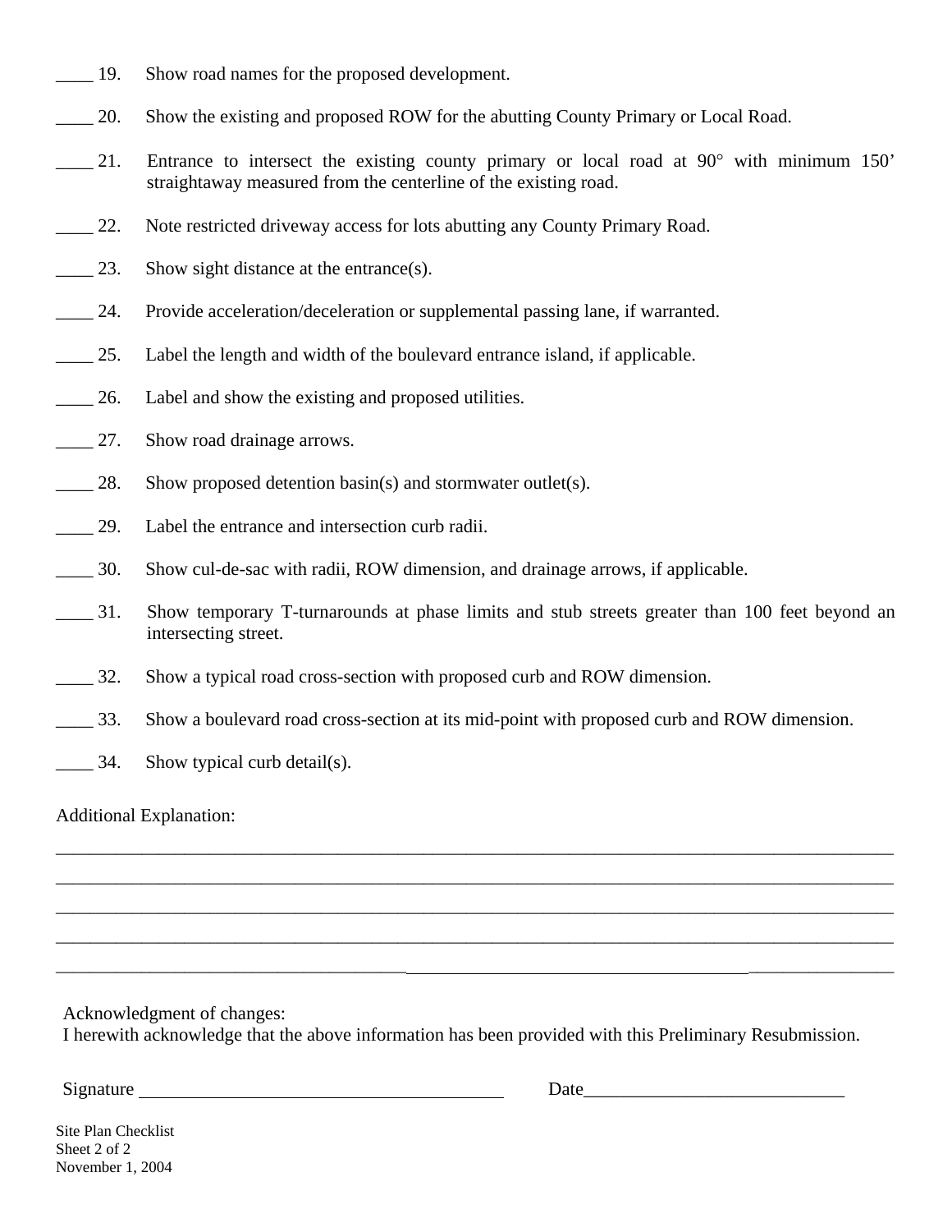____ 19. Show road names for the proposed development.

____ 20. Show the existing and proposed ROW for the abutting County Primary or Local Road.

____ 21. Entrance to intersect the existing county primary or local road at 90° with minimum 150’ straightaway measured from the centerline of the existing road.

____ 22. Note restricted driveway access for lots abutting any County Primary Road.

____ 23. Show sight distance at the entrance(s).

____ 24. Provide acceleration/deceleration or supplemental passing lane, if warranted.

____ 25. Label the length and width of the boulevard entrance island, if applicable.

____ 26. Label and show the existing and proposed utilities.

____ 27. Show road drainage arrows.

____ 28. Show proposed detention basin(s) and stormwater outlet(s).

____ 29. Label the entrance and intersection curb radii.

____ 30. Show cul-de-sac with radii, ROW dimension, and drainage arrows, if applicable.

____ 31. Show temporary T-turnarounds at phase limits and stub streets greater than 100 feet beyond an intersecting street.

____ 32. Show a typical road cross-section with proposed curb and ROW dimension.

____ 33. Show a boulevard road cross-section at its mid-point with proposed curb and ROW dimension.

____ 34. Show typical curb detail(s).

Additional Explanation:

______________________________________________________________________________

______________________________________________________________________________

______________________________________________________________________________

______________________________________________________________________________

______________________________________________________________________________

Acknowledgment of changes:
I herewith acknowledge that the above information has been provided with this Preliminary Resubmission.

Signature ________________________________________ Date____________________________

Site Plan Checklist
Sheet 2 of 2
November 1, 2004